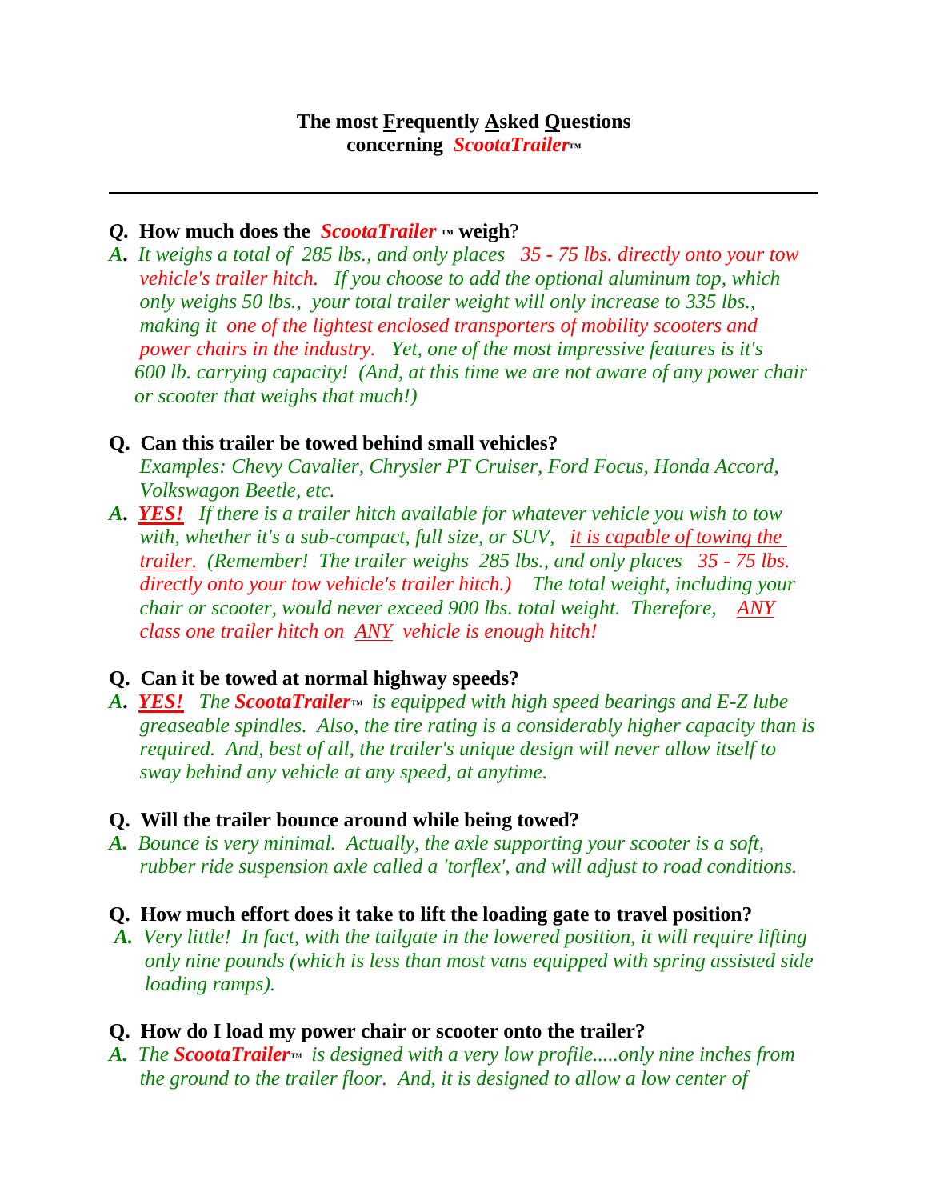# The most <u>F</u>requently <u>A</u>sked <u>Q</u>uestions concerning *ScootaTrailer*™

---

***Q.*** **How much does the *ScootaTrailer*™ weigh?**

***A.*** *It weighs a total of 285 lbs., and only places 35 - 75 lbs. directly onto your tow vehicle's trailer hitch. If you choose to add the optional aluminum top, which only weighs 50 lbs., your total trailer weight will only increase to 335 lbs., making it one of the lightest enclosed transporters of mobility scooters and power chairs in the industry. Yet, one of the most impressive features is it's 600 lb. carrying capacity! (And, at this time we are not aware of any power chair or scooter that weighs that much!)*

**Q. Can this trailer be towed behind small vehicles?**
*Examples: Chevy Cavalier, Chrysler PT Cruiser, Ford Focus, Honda Accord, Volkswagon Beetle, etc.*

***A.*** ***<u>YES!</u>*** *If there is a trailer hitch available for whatever vehicle you wish to tow with, whether it's a sub-compact, full size, or SUV, <u>it is capable of towing the trailer.</u> (Remember! The trailer weighs 285 lbs., and only places 35 - 75 lbs. directly onto your tow vehicle's trailer hitch.) The total weight, including your chair or scooter, would never exceed 900 lbs. total weight. Therefore, <u>ANY</u> class one trailer hitch on <u>ANY</u> vehicle is enough hitch!*

**Q. Can it be towed at normal highway speeds?**

***A.*** ***<u>YES!</u>*** *The **ScootaTrailer**™ is equipped with high speed bearings and E-Z lube greaseable spindles. Also, the tire rating is a considerably higher capacity than is required. And, best of all, the trailer's unique design will never allow itself to sway behind any vehicle at any speed, at anytime.*

**Q. Will the trailer bounce around while being towed?**

***A.*** *Bounce is very minimal. Actually, the axle supporting your scooter is a soft, rubber ride suspension axle called a 'torflex', and will adjust to road conditions.*

**Q. How much effort does it take to lift the loading gate to travel position?**

***A.*** *Very little! In fact, with the tailgate in the lowered position, it will require lifting only nine pounds (which is less than most vans equipped with spring assisted side loading ramps).*

**Q. How do I load my power chair or scooter onto the trailer?**

***A.*** *The **ScootaTrailer**™ is designed with a very low profile.....only nine inches from the ground to the trailer floor. And, it is designed to allow a low center of*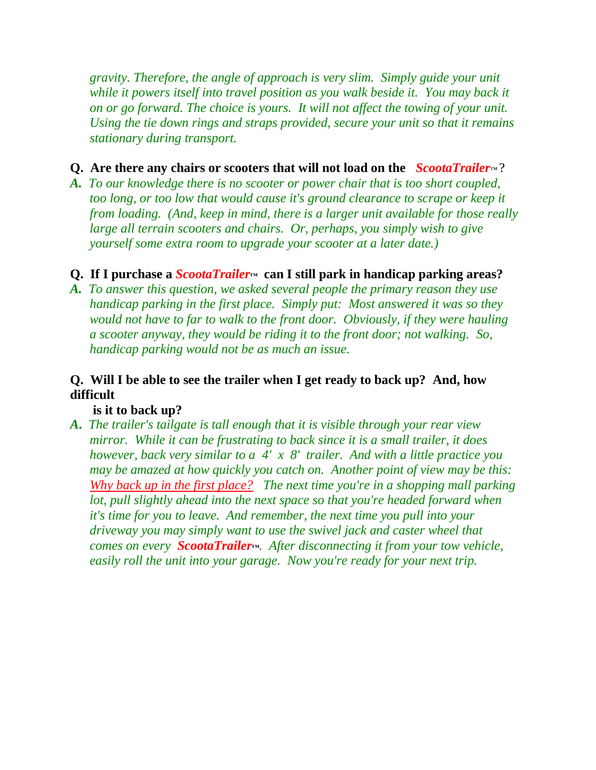*gravity. Therefore, the angle of approach is very slim. Simply guide your unit while it powers itself into travel position as you walk beside it. You may back it on or go forward. The choice is yours. It will not affect the towing of your unit. Using the tie down rings and straps provided, secure your unit so that it remains stationary during transport.*

**Q. Are there any chairs or scooters that will not load on the *ScootaTrailer*™?**

***A.*** *To our knowledge there is no scooter or power chair that is too short coupled, too long, or too low that would cause it's ground clearance to scrape or keep it from loading. (And, keep in mind, there is a larger unit available for those really large all terrain scooters and chairs. Or, perhaps, you simply wish to give yourself some extra room to upgrade your scooter at a later date.)*

**Q. If I purchase a *ScootaTrailer*™ can I still park in handicap parking areas?**

***A.*** *To answer this question, we asked several people the primary reason they use handicap parking in the first place. Simply put: Most answered it was so they would not have to far to walk to the front door. Obviously, if they were hauling a scooter anyway, they would be riding it to the front door; not walking. So, handicap parking would not be as much an issue.*

**Q. Will I be able to see the trailer when I get ready to back up? And, how difficult is it to back up?**

***A.*** *The trailer's tailgate is tall enough that it is visible through your rear view mirror. While it can be frustrating to back since it is a small trailer, it does however, back very similar to a 4' x 8' trailer. And with a little practice you may be amazed at how quickly you catch on. Another point of view may be this: <u>Why back up in the first place?</u> The next time you're in a shopping mall parking lot, pull slightly ahead into the next space so that you're headed forward when it's time for you to leave. And remember, the next time you pull into your driveway you may simply want to use the swivel jack and caster wheel that comes on every **ScootaTrailer**™. After disconnecting it from your tow vehicle, easily roll the unit into your garage. Now you're ready for your next trip.*